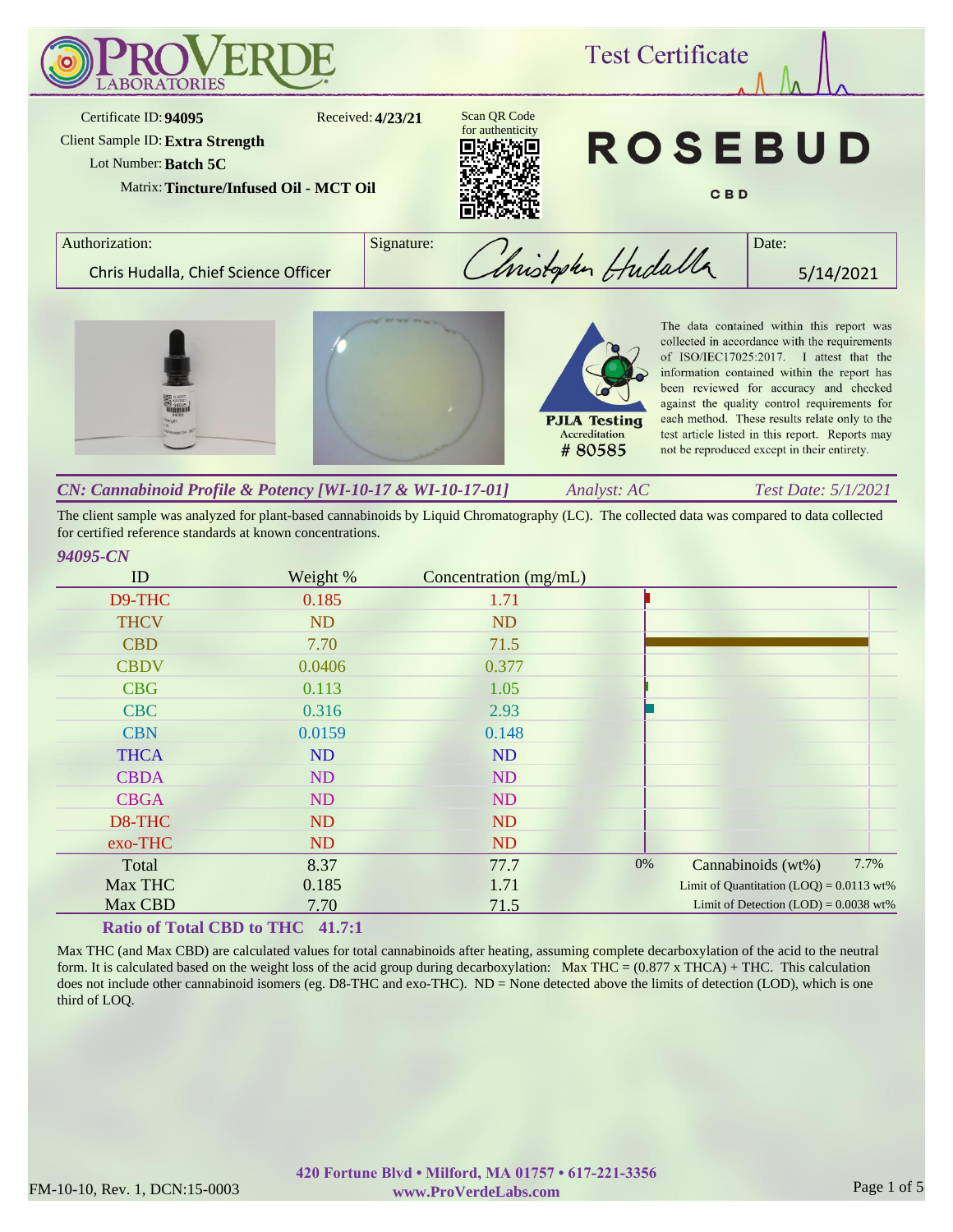# ProVerde Laboratories

## Test Certificate

Certificate ID: **94095**
Received: **4/23/21**
Client Sample ID: **Extra Strength**
Lot Number: **Batch 5C**
Matrix: **Tincture/Infused Oil - MCT Oil**

Scan QR Code for authenticity

**ROSEBUD CBD**

| Authorization: | Signature: | Date: |
|---|---|---|
| Chris Hudalla, Chief Science Officer | Christopher Hudalla | 5/14/2021 |

PJLA Testing Accreditation # 80585

The data contained within this report was collected in accordance with the requirements of ISO/IEC17025:2017. I attest that the information contained within the report has been reviewed for accuracy and checked against the quality control requirements for each method. These results relate only to the test article listed in this report. Reports may not be reproduced except in their entirety.

### *CN: Cannabinoid Profile & Potency [WI-10-17 & WI-10-17-01]*

*Analyst: AC* — *Test Date: 5/1/2021*

The client sample was analyzed for plant-based cannabinoids by Liquid Chromatography (LC). The collected data was compared to data collected for certified reference standards at known concentrations.

*94095-CN*

| ID | Weight % | Concentration (mg/mL) |
|---|---|---|
| D9-THC | 0.185 | 1.71 |
| THCV | ND | ND |
| CBD | 7.70 | 71.5 |
| CBDV | 0.0406 | 0.377 |
| CBG | 0.113 | 1.05 |
| CBC | 0.316 | 2.93 |
| CBN | 0.0159 | 0.148 |
| THCA | ND | ND |
| CBDA | ND | ND |
| CBGA | ND | ND |
| D8-THC | ND | ND |
| exo-THC | ND | ND |
| Total | 8.37 | 77.7 |
| Max THC | 0.185 | 1.71 |
| Max CBD | 7.70 | 71.5 |

Cannabinoids (wt%): 0% – 7.7%

Limit of Quantitation (LOQ) = 0.0113 wt%

Limit of Detection (LOD) = 0.0038 wt%

**Ratio of Total CBD to THC 41.7:1**

Max THC (and Max CBD) are calculated values for total cannabinoids after heating, assuming complete decarboxylation of the acid to the neutral form. It is calculated based on the weight loss of the acid group during decarboxylation: Max THC = (0.877 x THCA) + THC. This calculation does not include other cannabinoid isomers (eg. D8-THC and exo-THC). ND = None detected above the limits of detection (LOD), which is one third of LOQ.

420 Fortune Blvd • Milford, MA 01757 • 617-221-3356
www.ProVerdeLabs.com

FM-10-10, Rev. 1, DCN:15-0003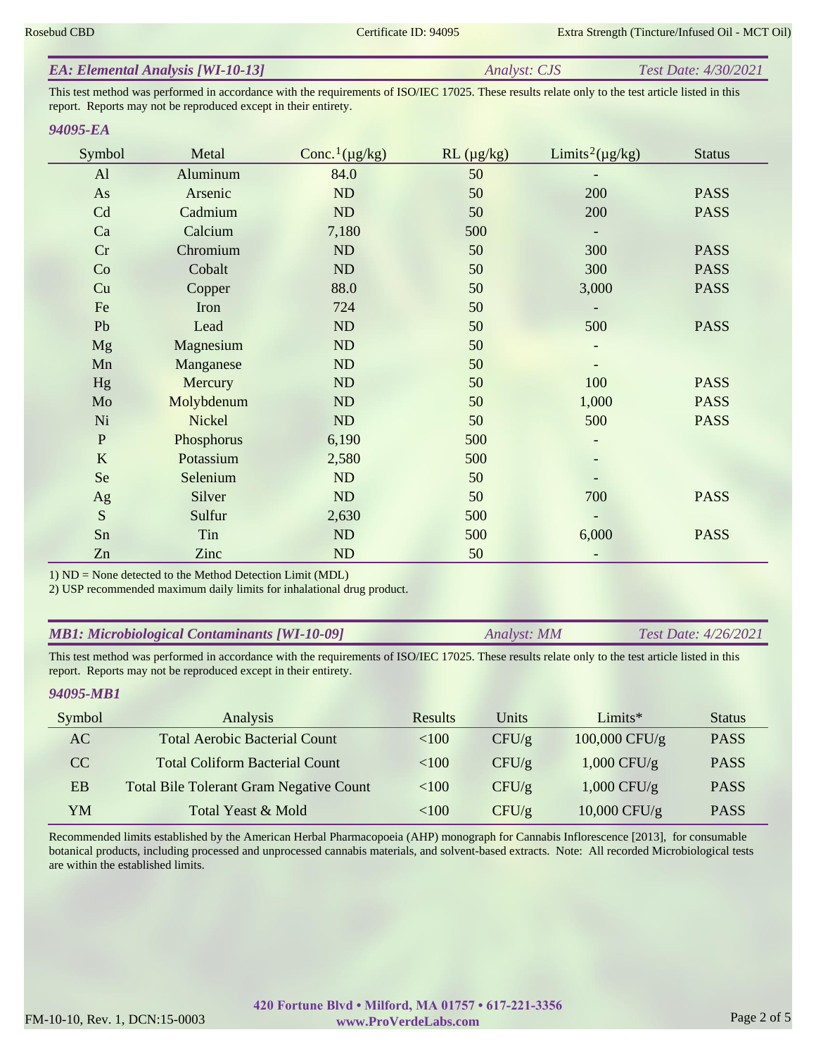## EA: Elemental Analysis [WI-10-13]

*Analyst: CJS* *Test Date: 4/30/2021*

This test method was performed in accordance with the requirements of ISO/IEC 17025. These results relate only to the test article listed in this report. Reports may not be reproduced except in their entirety.

### 94095-EA

| Symbol | Metal | Conc.[1](µg/kg) | RL (µg/kg) | Limits[2](µg/kg) | Status |
|---|---|---|---|---|---|
| Al | Aluminum | 84.0 | 50 | - | |
| As | Arsenic | ND | 50 | 200 | PASS |
| Cd | Cadmium | ND | 50 | 200 | PASS |
| Ca | Calcium | 7,180 | 500 | - | |
| Cr | Chromium | ND | 50 | 300 | PASS |
| Co | Cobalt | ND | 50 | 300 | PASS |
| Cu | Copper | 88.0 | 50 | 3,000 | PASS |
| Fe | Iron | 724 | 50 | - | |
| Pb | Lead | ND | 50 | 500 | PASS |
| Mg | Magnesium | ND | 50 | - | |
| Mn | Manganese | ND | 50 | - | |
| Hg | Mercury | ND | 50 | 100 | PASS |
| Mo | Molybdenum | ND | 50 | 1,000 | PASS |
| Ni | Nickel | ND | 50 | 500 | PASS |
| P | Phosphorus | 6,190 | 500 | - | |
| K | Potassium | 2,580 | 500 | - | |
| Se | Selenium | ND | 50 | - | |
| Ag | Silver | ND | 50 | 700 | PASS |
| S | Sulfur | 2,630 | 500 | - | |
| Sn | Tin | ND | 500 | 6,000 | PASS |
| Zn | Zinc | ND | 50 | - | |

1) ND = None detected to the Method Detection Limit (MDL)
2) USP recommended maximum daily limits for inhalational drug product.

## MB1: Microbiological Contaminants [WI-10-09]

*Analyst: MM* *Test Date: 4/26/2021*

This test method was performed in accordance with the requirements of ISO/IEC 17025. These results relate only to the test article listed in this report. Reports may not be reproduced except in their entirety.

### 94095-MB1

| Symbol | Analysis | Results | Units | Limits* | Status |
|---|---|---|---|---|---|
| AC | Total Aerobic Bacterial Count | <100 | CFU/g | 100,000 CFU/g | PASS |
| CC | Total Coliform Bacterial Count | <100 | CFU/g | 1,000 CFU/g | PASS |
| EB | Total Bile Tolerant Gram Negative Count | <100 | CFU/g | 1,000 CFU/g | PASS |
| YM | Total Yeast & Mold | <100 | CFU/g | 10,000 CFU/g | PASS |

Recommended limits established by the American Herbal Pharmacopoeia (AHP) monograph for Cannabis Inflorescence [2013], for consumable botanical products, including processed and unprocessed cannabis materials, and solvent-based extracts. Note: All recorded Microbiological tests are within the established limits.

**420 Fortune Blvd • Milford, MA 01757 • 617-221-3356**
**www.ProVerdeLabs.com**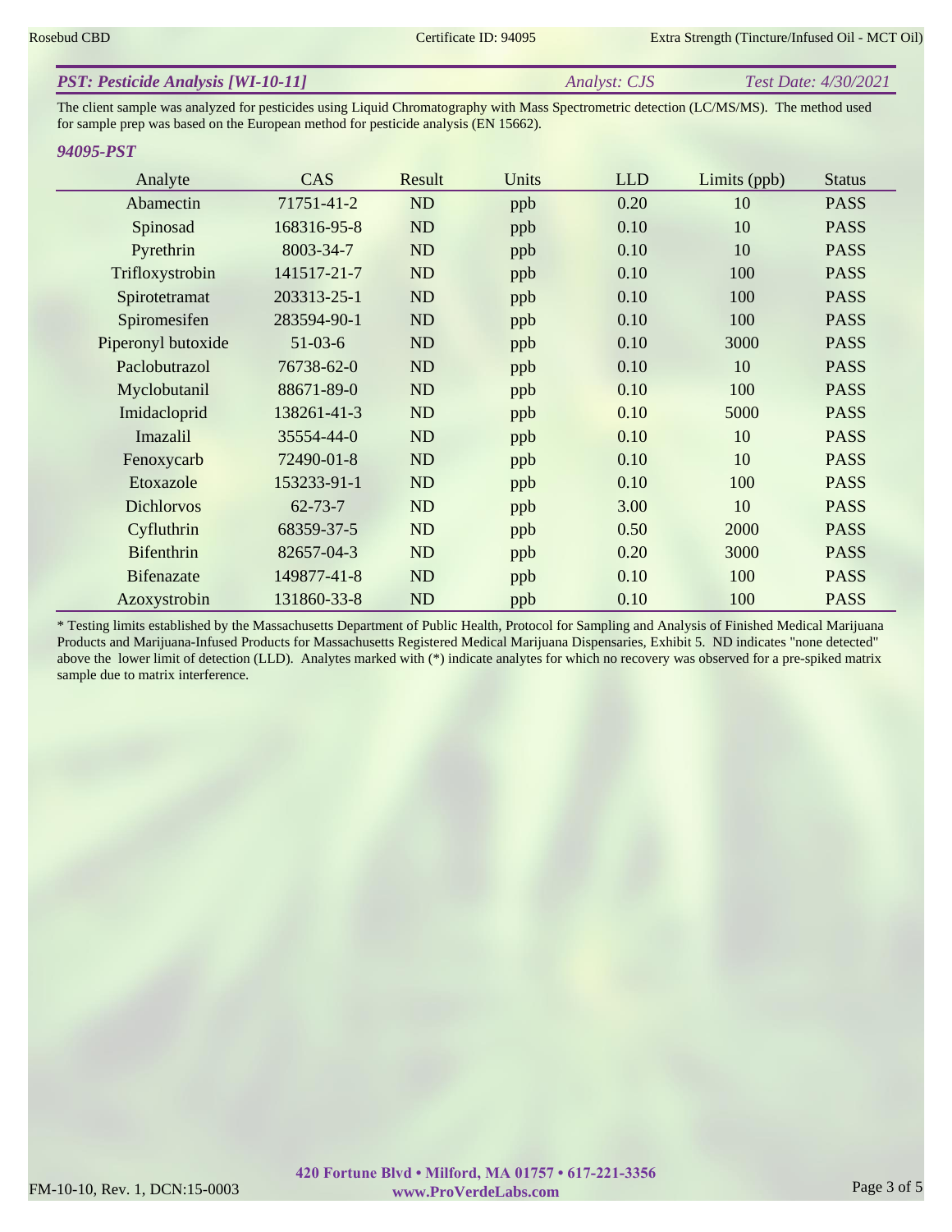## *PST: Pesticide Analysis [WI-10-11]* *Analyst: CJS* *Test Date: 4/30/2021*

The client sample was analyzed for pesticides using Liquid Chromatography with Mass Spectrometric detection (LC/MS/MS). The method used for sample prep was based on the European method for pesticide analysis (EN 15662).

### *94095-PST*

| Analyte | CAS | Result | Units | LLD | Limits (ppb) | Status |
|---|---|---|---|---|---|---|
| Abamectin | 71751-41-2 | ND | ppb | 0.20 | 10 | PASS |
| Spinosad | 168316-95-8 | ND | ppb | 0.10 | 10 | PASS |
| Pyrethrin | 8003-34-7 | ND | ppb | 0.10 | 10 | PASS |
| Trifloxystrobin | 141517-21-7 | ND | ppb | 0.10 | 100 | PASS |
| Spirotetramat | 203313-25-1 | ND | ppb | 0.10 | 100 | PASS |
| Spiromesifen | 283594-90-1 | ND | ppb | 0.10 | 100 | PASS |
| Piperonyl butoxide | 51-03-6 | ND | ppb | 0.10 | 3000 | PASS |
| Paclobutrazol | 76738-62-0 | ND | ppb | 0.10 | 10 | PASS |
| Myclobutanil | 88671-89-0 | ND | ppb | 0.10 | 100 | PASS |
| Imidacloprid | 138261-41-3 | ND | ppb | 0.10 | 5000 | PASS |
| Imazalil | 35554-44-0 | ND | ppb | 0.10 | 10 | PASS |
| Fenoxycarb | 72490-01-8 | ND | ppb | 0.10 | 10 | PASS |
| Etoxazole | 153233-91-1 | ND | ppb | 0.10 | 100 | PASS |
| Dichlorvos | 62-73-7 | ND | ppb | 3.00 | 10 | PASS |
| Cyfluthrin | 68359-37-5 | ND | ppb | 0.50 | 2000 | PASS |
| Bifenthrin | 82657-04-3 | ND | ppb | 0.20 | 3000 | PASS |
| Bifenazate | 149877-41-8 | ND | ppb | 0.10 | 100 | PASS |
| Azoxystrobin | 131860-33-8 | ND | ppb | 0.10 | 100 | PASS |

* Testing limits established by the Massachusetts Department of Public Health, Protocol for Sampling and Analysis of Finished Medical Marijuana Products and Marijuana-Infused Products for Massachusetts Registered Medical Marijuana Dispensaries, Exhibit 5. ND indicates "none detected" above the lower limit of detection (LLD). Analytes marked with (*) indicate analytes for which no recovery was observed for a pre-spiked matrix sample due to matrix interference.

FM-10-10, Rev. 1, DCN:15-0003

**420 Fortune Blvd • Milford, MA 01757 • 617-221-3356**
**www.ProVerdeLabs.com**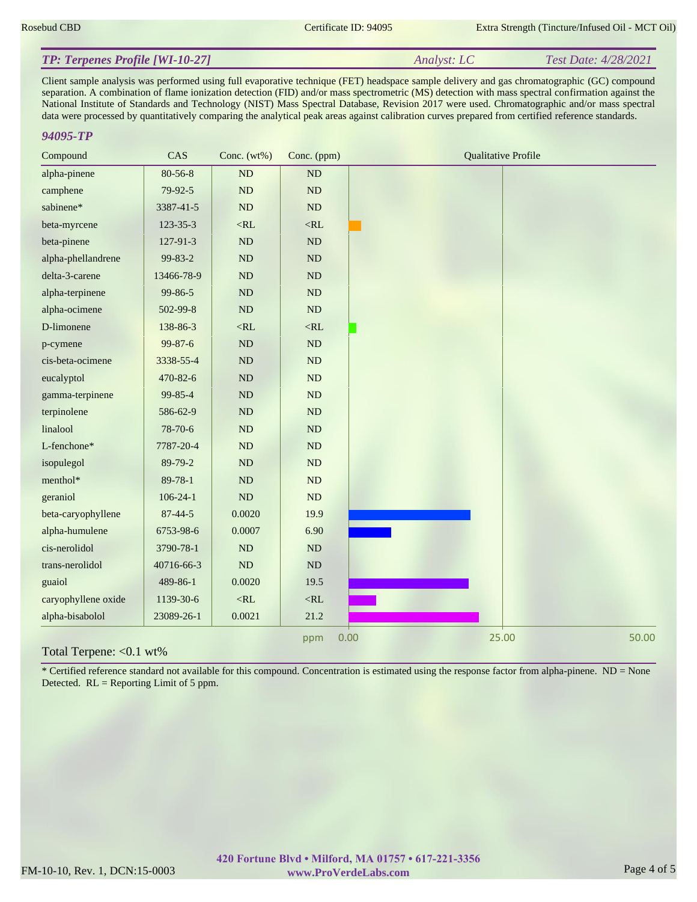## TP: Terpenes Profile [WI-10-27]

*Analyst: LC* *Test Date: 4/28/2021*

Client sample analysis was performed using full evaporative technique (FET) headspace sample delivery and gas chromatographic (GC) compound separation. A combination of flame ionization detection (FID) and/or mass spectrometric (MS) detection with mass spectral confirmation against the National Institute of Standards and Technology (NIST) Mass Spectral Database, Revision 2017 were used. Chromatographic and/or mass spectral data were processed by quantitatively comparing the analytical peak areas against calibration curves prepared from certified reference standards.

### 94095-TP

| Compound | CAS | Conc. (wt%) | Conc. (ppm) |
|---|---|---|---|
| alpha-pinene | 80-56-8 | ND | ND |
| camphene | 79-92-5 | ND | ND |
| sabinene* | 3387-41-5 | ND | ND |
| beta-myrcene | 123-35-3 | <RL | <RL |
| beta-pinene | 127-91-3 | ND | ND |
| alpha-phellandrene | 99-83-2 | ND | ND |
| delta-3-carene | 13466-78-9 | ND | ND |
| alpha-terpinene | 99-86-5 | ND | ND |
| alpha-ocimene | 502-99-8 | ND | ND |
| D-limonene | 138-86-3 | <RL | <RL |
| p-cymene | 99-87-6 | ND | ND |
| cis-beta-ocimene | 3338-55-4 | ND | ND |
| eucalyptol | 470-82-6 | ND | ND |
| gamma-terpinene | 99-85-4 | ND | ND |
| terpinolene | 586-62-9 | ND | ND |
| linalool | 78-70-6 | ND | ND |
| L-fenchone* | 7787-20-4 | ND | ND |
| isopulegol | 89-79-2 | ND | ND |
| menthol* | 89-78-1 | ND | ND |
| geraniol | 106-24-1 | ND | ND |
| beta-caryophyllene | 87-44-5 | 0.0020 | 19.9 |
| alpha-humulene | 6753-98-6 | 0.0007 | 6.90 |
| cis-nerolidol | 3790-78-1 | ND | ND |
| trans-nerolidol | 40716-66-3 | ND | ND |
| guaiol | 489-86-1 | 0.0020 | 19.5 |
| caryophyllene oxide | 1139-30-6 | <RL | <RL |
| alpha-bisabolol | 23089-26-1 | 0.0021 | 21.2 |

Total Terpene: <0.1 wt%

* Certified reference standard not available for this compound. Concentration is estimated using the response factor from alpha-pinene. ND = None Detected. RL = Reporting Limit of 5 ppm.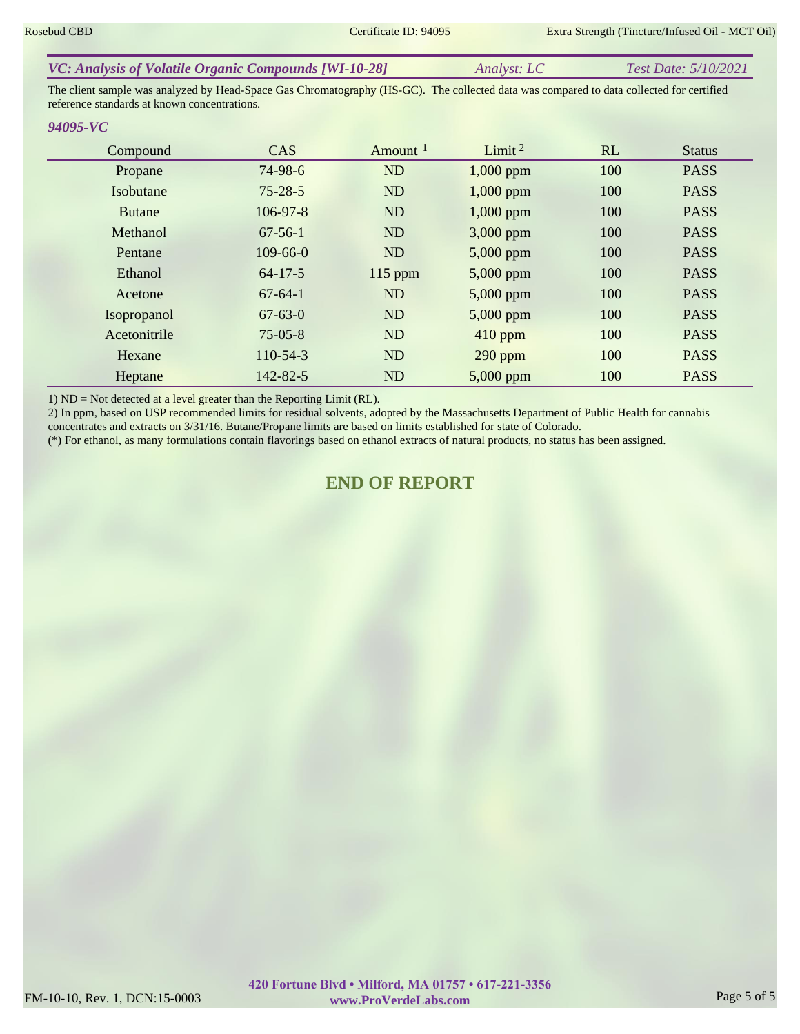## *VC: Analysis of Volatile Organic Compounds [WI-10-28]* *Analyst: LC* *Test Date: 5/10/2021*

The client sample was analyzed by Head-Space Gas Chromatography (HS-GC). The collected data was compared to data collected for certified reference standards at known concentrations.

### *94095-VC*

| Compound | CAS | Amount [1] | Limit [2] | RL | Status |
|---|---|---|---|---|---|
| Propane | 74-98-6 | ND | 1,000 ppm | 100 | PASS |
| Isobutane | 75-28-5 | ND | 1,000 ppm | 100 | PASS |
| Butane | 106-97-8 | ND | 1,000 ppm | 100 | PASS |
| Methanol | 67-56-1 | ND | 3,000 ppm | 100 | PASS |
| Pentane | 109-66-0 | ND | 5,000 ppm | 100 | PASS |
| Ethanol | 64-17-5 | 115 ppm | 5,000 ppm | 100 | PASS |
| Acetone | 67-64-1 | ND | 5,000 ppm | 100 | PASS |
| Isopropanol | 67-63-0 | ND | 5,000 ppm | 100 | PASS |
| Acetonitrile | 75-05-8 | ND | 410 ppm | 100 | PASS |
| Hexane | 110-54-3 | ND | 290 ppm | 100 | PASS |
| Heptane | 142-82-5 | ND | 5,000 ppm | 100 | PASS |

1) ND = Not detected at a level greater than the Reporting Limit (RL).
2) In ppm, based on USP recommended limits for residual solvents, adopted by the Massachusetts Department of Public Health for cannabis concentrates and extracts on 3/31/16. Butane/Propane limits are based on limits established for state of Colorado.
(*) For ethanol, as many formulations contain flavorings based on ethanol extracts of natural products, no status has been assigned.

## END OF REPORT

FM-10-10, Rev. 1, DCN:15-0003

**420 Fortune Blvd • Milford, MA 01757 • 617-221-3356**
**www.ProVerdeLabs.com**